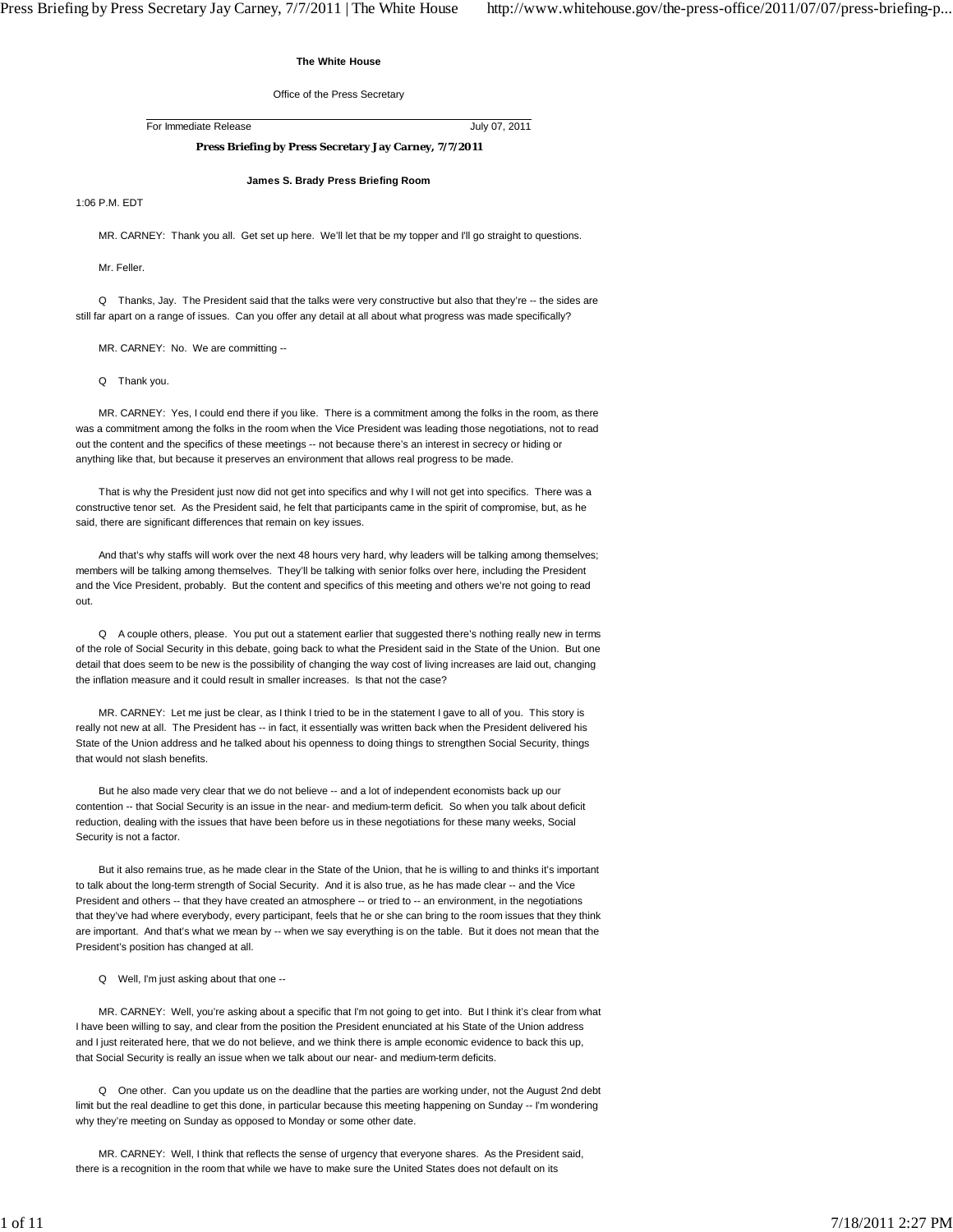**The White House**

Office of the Press Secretary

For Immediate Release July 07, 2011

## Press Briefing by Press Secretary Jay Carney, 7/7/2011

**James S. Brady Press Briefing Room**

1:06 P.M. EDT

MR. CARNEY: Thank you all. Get set up here. We'll let that be my topper and I'll go straight to questions.

Mr. Feller.

Q Thanks, Jay. The President said that the talks were very constructive but also that they're -- the sides are still far apart on a range of issues. Can you offer any detail at all about what progress was made specifically?

MR. CARNEY: No. We are committing --

Q Thank you.

MR. CARNEY: Yes, I could end there if you like. There is a commitment among the folks in the room, as there was a commitment among the folks in the room when the Vice President was leading those negotiations, not to read out the content and the specifics of these meetings -- not because there's an interest in secrecy or hiding or anything like that, but because it preserves an environment that allows real progress to be made.

That is why the President just now did not get into specifics and why I will not get into specifics. There was a constructive tenor set. As the President said, he felt that participants came in the spirit of compromise, but, as he said, there are significant differences that remain on key issues.

And that's why staffs will work over the next 48 hours very hard, why leaders will be talking among themselves; members will be talking among themselves. They'll be talking with senior folks over here, including the President and the Vice President, probably. But the content and specifics of this meeting and others we're not going to read out.

Q A couple others, please. You put out a statement earlier that suggested there's nothing really new in terms of the role of Social Security in this debate, going back to what the President said in the State of the Union. But one detail that does seem to be new is the possibility of changing the way cost of living increases are laid out, changing the inflation measure and it could result in smaller increases. Is that not the case?

MR. CARNEY: Let me just be clear, as I think I tried to be in the statement I gave to all of you. This story is really not new at all. The President has -- in fact, it essentially was written back when the President delivered his State of the Union address and he talked about his openness to doing things to strengthen Social Security, things that would not slash benefits.

But he also made very clear that we do not believe -- and a lot of independent economists back up our contention -- that Social Security is an issue in the near- and medium-term deficit. So when you talk about deficit reduction, dealing with the issues that have been before us in these negotiations for these many weeks, Social Security is not a factor.

But it also remains true, as he made clear in the State of the Union, that he is willing to and thinks it's important to talk about the long-term strength of Social Security. And it is also true, as he has made clear -- and the Vice President and others -- that they have created an atmosphere -- or tried to -- an environment, in the negotiations that they've had where everybody, every participant, feels that he or she can bring to the room issues that they think are important. And that's what we mean by -- when we say everything is on the table. But it does not mean that the President's position has changed at all.

Q Well, I'm just asking about that one --

MR. CARNEY: Well, you're asking about a specific that I'm not going to get into. But I think it's clear from what I have been willing to say, and clear from the position the President enunciated at his State of the Union address and I just reiterated here, that we do not believe, and we think there is ample economic evidence to back this up, that Social Security is really an issue when we talk about our near- and medium-term deficits.

Q One other. Can you update us on the deadline that the parties are working under, not the August 2nd debt limit but the real deadline to get this done, in particular because this meeting happening on Sunday -- I'm wondering why they're meeting on Sunday as opposed to Monday or some other date.

MR. CARNEY: Well, I think that reflects the sense of urgency that everyone shares. As the President said, there is a recognition in the room that while we have to make sure the United States does not default on its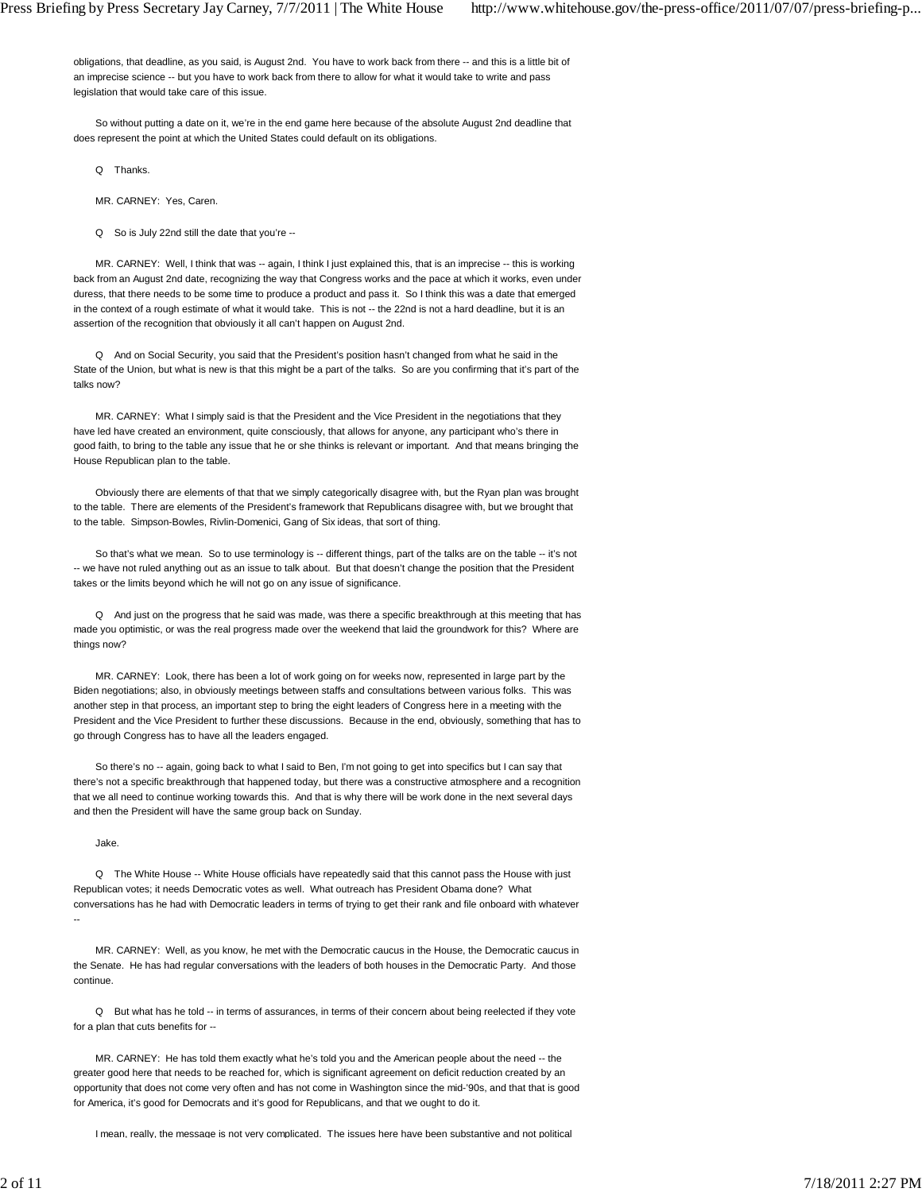obligations, that deadline, as you said, is August 2nd. You have to work back from there -- and this is a little bit of an imprecise science -- but you have to work back from there to allow for what it would take to write and pass legislation that would take care of this issue.

So without putting a date on it, we're in the end game here because of the absolute August 2nd deadline that does represent the point at which the United States could default on its obligations.

Q Thanks.

MR. CARNEY: Yes, Caren.

Q So is July 22nd still the date that you're --

MR. CARNEY: Well, I think that was -- again, I think I just explained this, that is an imprecise -- this is working back from an August 2nd date, recognizing the way that Congress works and the pace at which it works, even under duress, that there needs to be some time to produce a product and pass it. So I think this was a date that emerged in the context of a rough estimate of what it would take. This is not -- the 22nd is not a hard deadline, but it is an assertion of the recognition that obviously it all can't happen on August 2nd.

Q And on Social Security, you said that the President's position hasn't changed from what he said in the State of the Union, but what is new is that this might be a part of the talks. So are you confirming that it's part of the talks now?

MR. CARNEY: What I simply said is that the President and the Vice President in the negotiations that they have led have created an environment, quite consciously, that allows for anyone, any participant who's there in good faith, to bring to the table any issue that he or she thinks is relevant or important. And that means bringing the House Republican plan to the table.

Obviously there are elements of that that we simply categorically disagree with, but the Ryan plan was brought to the table. There are elements of the President's framework that Republicans disagree with, but we brought that to the table. Simpson-Bowles, Rivlin-Domenici, Gang of Six ideas, that sort of thing.

So that's what we mean. So to use terminology is -- different things, part of the talks are on the table -- it's not -- we have not ruled anything out as an issue to talk about. But that doesn't change the position that the President takes or the limits beyond which he will not go on any issue of significance.

Q And just on the progress that he said was made, was there a specific breakthrough at this meeting that has made you optimistic, or was the real progress made over the weekend that laid the groundwork for this? Where are things now?

MR. CARNEY: Look, there has been a lot of work going on for weeks now, represented in large part by the Biden negotiations; also, in obviously meetings between staffs and consultations between various folks. This was another step in that process, an important step to bring the eight leaders of Congress here in a meeting with the President and the Vice President to further these discussions. Because in the end, obviously, something that has to go through Congress has to have all the leaders engaged.

So there's no -- again, going back to what I said to Ben, I'm not going to get into specifics but I can say that there's not a specific breakthrough that happened today, but there was a constructive atmosphere and a recognition that we all need to continue working towards this. And that is why there will be work done in the next several days and then the President will have the same group back on Sunday.

Jake.

Q The White House -- White House officials have repeatedly said that this cannot pass the House with just Republican votes; it needs Democratic votes as well. What outreach has President Obama done? What conversations has he had with Democratic leaders in terms of trying to get their rank and file onboard with whatever --

MR. CARNEY: Well, as you know, he met with the Democratic caucus in the House, the Democratic caucus in the Senate. He has had regular conversations with the leaders of both houses in the Democratic Party. And those continue.

Q But what has he told -- in terms of assurances, in terms of their concern about being reelected if they vote for a plan that cuts benefits for --

MR. CARNEY: He has told them exactly what he's told you and the American people about the need -- the greater good here that needs to be reached for, which is significant agreement on deficit reduction created by an opportunity that does not come very often and has not come in Washington since the mid-'90s, and that that is good for America, it's good for Democrats and it's good for Republicans, and that we ought to do it.

I mean, really, the message is not very complicated. The issues here have been substantive and not political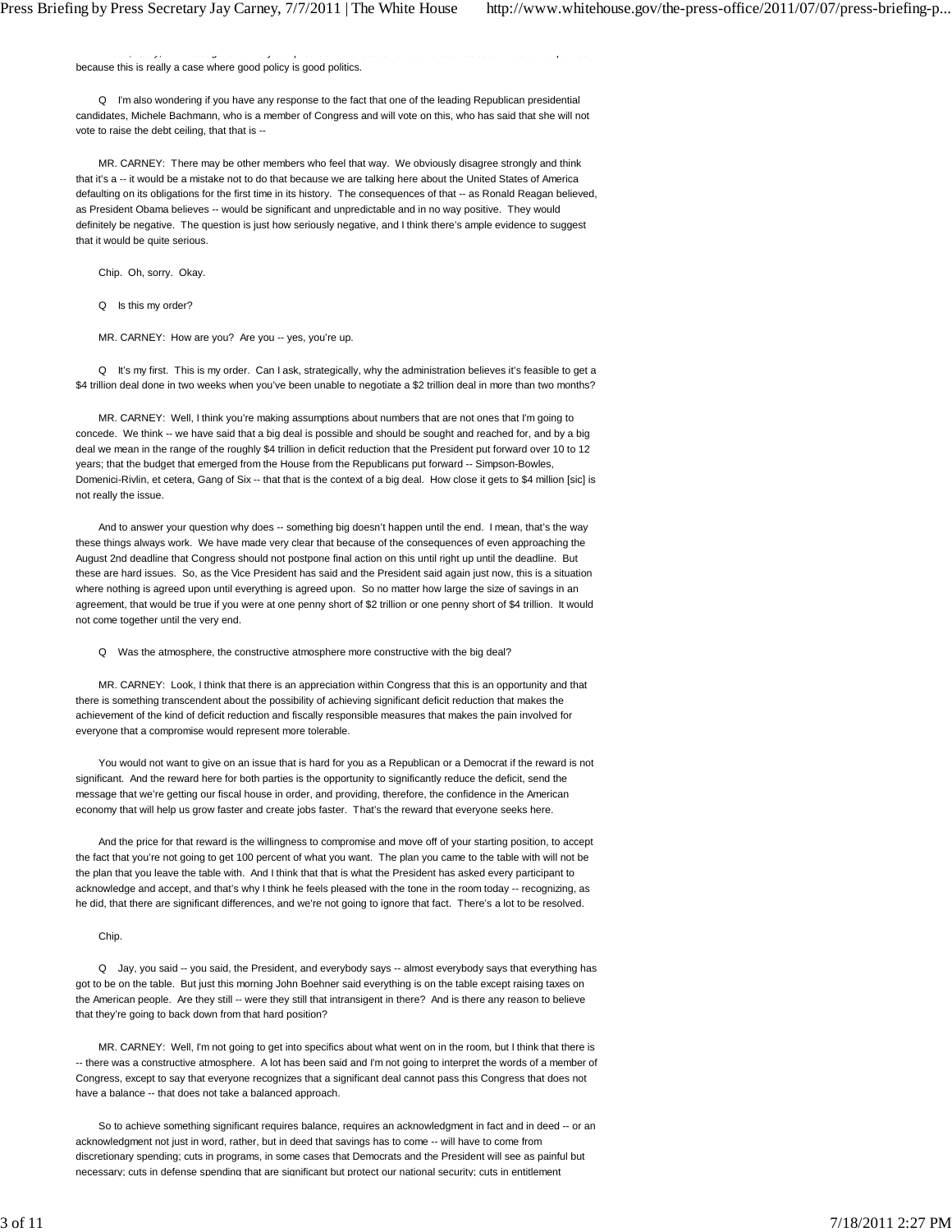because this is really a case where good policy is good politics.

Q I'm also wondering if you have any response to the fact that one of the leading Republican presidential candidates, Michele Bachmann, who is a member of Congress and will vote on this, who has said that she will not vote to raise the debt ceiling, that that is --

MR. CARNEY: There may be other members who feel that way. We obviously disagree strongly and think that it's a -- it would be a mistake not to do that because we are talking here about the United States of America defaulting on its obligations for the first time in its history. The consequences of that -- as Ronald Reagan believed, as President Obama believes -- would be significant and unpredictable and in no way positive. They would definitely be negative. The question is just how seriously negative, and I think there's ample evidence to suggest that it would be quite serious.

Chip. Oh, sorry. Okay.

Q Is this my order?

MR. CARNEY: How are you? Are you -- yes, you're up.

Q It's my first. This is my order. Can I ask, strategically, why the administration believes it's feasible to get a $4 trillion deal done in two weeks when you've been unable to negotiate a $2 trillion deal in more than two months?

MR. CARNEY: Well, I think you're making assumptions about numbers that are not ones that I'm going to concede. We think -- we have said that a big deal is possible and should be sought and reached for, and by a big deal we mean in the range of the roughly $4 trillion in deficit reduction that the President put forward over 10 to 12 years; that the budget that emerged from the House from the Republicans put forward -- Simpson-Bowles, Domenici-Rivlin, et cetera, Gang of Six -- that that is the context of a big deal. How close it gets to $4 million [sic] is not really the issue.

And to answer your question why does -- something big doesn't happen until the end. I mean, that's the way these things always work. We have made very clear that because of the consequences of even approaching the August 2nd deadline that Congress should not postpone final action on this until right up until the deadline. But these are hard issues. So, as the Vice President has said and the President said again just now, this is a situation where nothing is agreed upon until everything is agreed upon. So no matter how large the size of savings in an agreement, that would be true if you were at one penny short of $2 trillion or one penny short of $4 trillion. It would not come together until the very end.

Q Was the atmosphere, the constructive atmosphere more constructive with the big deal?

MR. CARNEY: Look, I think that there is an appreciation within Congress that this is an opportunity and that there is something transcendent about the possibility of achieving significant deficit reduction that makes the achievement of the kind of deficit reduction and fiscally responsible measures that makes the pain involved for everyone that a compromise would represent more tolerable.

You would not want to give on an issue that is hard for you as a Republican or a Democrat if the reward is not significant. And the reward here for both parties is the opportunity to significantly reduce the deficit, send the message that we're getting our fiscal house in order, and providing, therefore, the confidence in the American economy that will help us grow faster and create jobs faster. That's the reward that everyone seeks here.

And the price for that reward is the willingness to compromise and move off of your starting position, to accept the fact that you're not going to get 100 percent of what you want. The plan you came to the table with will not be the plan that you leave the table with. And I think that that is what the President has asked every participant to acknowledge and accept, and that's why I think he feels pleased with the tone in the room today -- recognizing, as he did, that there are significant differences, and we're not going to ignore that fact. There's a lot to be resolved.

Chip.

Q Jay, you said -- you said, the President, and everybody says -- almost everybody says that everything has got to be on the table. But just this morning John Boehner said everything is on the table except raising taxes on the American people. Are they still -- were they still that intransigent in there? And is there any reason to believe that they're going to back down from that hard position?

MR. CARNEY: Well, I'm not going to get into specifics about what went on in the room, but I think that there is -- there was a constructive atmosphere. A lot has been said and I'm not going to interpret the words of a member of Congress, except to say that everyone recognizes that a significant deal cannot pass this Congress that does not have a balance -- that does not take a balanced approach.

So to achieve something significant requires balance, requires an acknowledgment in fact and in deed -- or an acknowledgment not just in word, rather, but in deed that savings has to come -- will have to come from discretionary spending; cuts in programs, in some cases that Democrats and the President will see as painful but necessary; cuts in defense spending that are significant but protect our national security; cuts in entitlement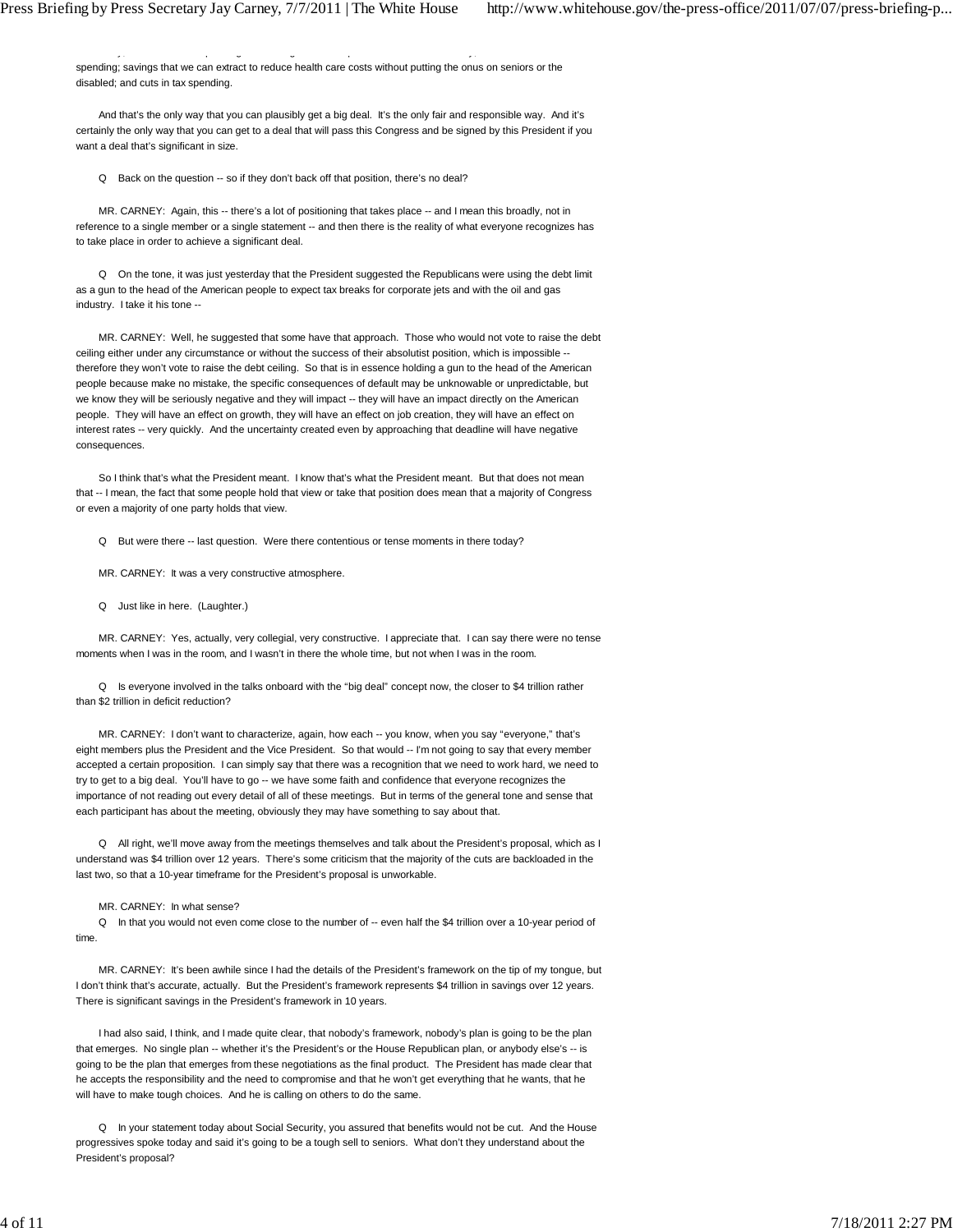spending; savings that we can extract to reduce health care costs without putting the onus on seniors or the disabled; and cuts in tax spending.

And that's the only way that you can plausibly get a big deal. It's the only fair and responsible way. And it's certainly the only way that you can get to a deal that will pass this Congress and be signed by this President if you want a deal that's significant in size.

Q Back on the question -- so if they don't back off that position, there's no deal?

MR. CARNEY: Again, this -- there's a lot of positioning that takes place -- and I mean this broadly, not in reference to a single member or a single statement -- and then there is the reality of what everyone recognizes has to take place in order to achieve a significant deal.

Q On the tone, it was just yesterday that the President suggested the Republicans were using the debt limit as a gun to the head of the American people to expect tax breaks for corporate jets and with the oil and gas industry. I take it his tone --

MR. CARNEY: Well, he suggested that some have that approach. Those who would not vote to raise the debt ceiling either under any circumstance or without the success of their absolutist position, which is impossible -- therefore they won't vote to raise the debt ceiling. So that is in essence holding a gun to the head of the American people because make no mistake, the specific consequences of default may be unknowable or unpredictable, but we know they will be seriously negative and they will impact -- they will have an impact directly on the American people. They will have an effect on growth, they will have an effect on job creation, they will have an effect on interest rates -- very quickly. And the uncertainty created even by approaching that deadline will have negative consequences.

So I think that's what the President meant. I know that's what the President meant. But that does not mean that -- I mean, the fact that some people hold that view or take that position does mean that a majority of Congress or even a majority of one party holds that view.

Q But were there -- last question. Were there contentious or tense moments in there today?

MR. CARNEY: It was a very constructive atmosphere.

Q Just like in here. (Laughter.)

MR. CARNEY: Yes, actually, very collegial, very constructive. I appreciate that. I can say there were no tense moments when I was in the room, and I wasn't in there the whole time, but not when I was in the room.

Q Is everyone involved in the talks onboard with the "big deal" concept now, the closer to $4 trillion rather than $2 trillion in deficit reduction?

MR. CARNEY: I don't want to characterize, again, how each -- you know, when you say "everyone," that's eight members plus the President and the Vice President. So that would -- I'm not going to say that every member accepted a certain proposition. I can simply say that there was a recognition that we need to work hard, we need to try to get to a big deal. You'll have to go -- we have some faith and confidence that everyone recognizes the importance of not reading out every detail of all of these meetings. But in terms of the general tone and sense that each participant has about the meeting, obviously they may have something to say about that.

Q All right, we'll move away from the meetings themselves and talk about the President's proposal, which as I understand was $4 trillion over 12 years. There's some criticism that the majority of the cuts are backloaded in the last two, so that a 10-year timeframe for the President's proposal is unworkable.

MR. CARNEY: In what sense?

Q In that you would not even come close to the number of -- even half the $4 trillion over a 10-year period of time.

MR. CARNEY: It's been awhile since I had the details of the President's framework on the tip of my tongue, but I don't think that's accurate, actually. But the President's framework represents $4 trillion in savings over 12 years. There is significant savings in the President's framework in 10 years.

I had also said, I think, and I made quite clear, that nobody's framework, nobody's plan is going to be the plan that emerges. No single plan -- whether it's the President's or the House Republican plan, or anybody else's -- is going to be the plan that emerges from these negotiations as the final product. The President has made clear that he accepts the responsibility and the need to compromise and that he won't get everything that he wants, that he will have to make tough choices. And he is calling on others to do the same.

Q In your statement today about Social Security, you assured that benefits would not be cut. And the House progressives spoke today and said it's going to be a tough sell to seniors. What don't they understand about the President's proposal?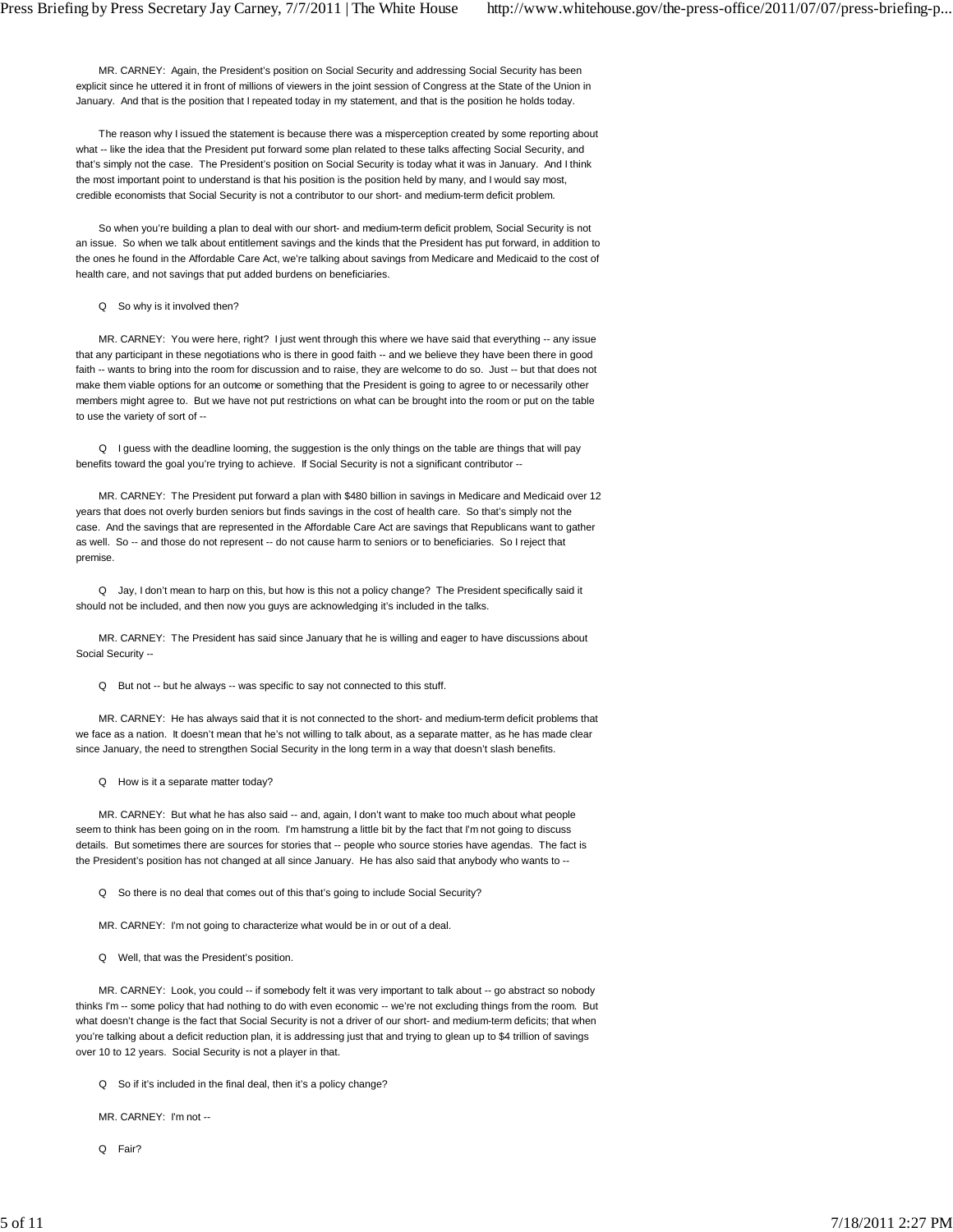MR. CARNEY: Again, the President's position on Social Security and addressing Social Security has been explicit since he uttered it in front of millions of viewers in the joint session of Congress at the State of the Union in January. And that is the position that I repeated today in my statement, and that is the position he holds today.

The reason why I issued the statement is because there was a misperception created by some reporting about what -- like the idea that the President put forward some plan related to these talks affecting Social Security, and that's simply not the case. The President's position on Social Security is today what it was in January. And I think the most important point to understand is that his position is the position held by many, and I would say most, credible economists that Social Security is not a contributor to our short- and medium-term deficit problem.

So when you're building a plan to deal with our short- and medium-term deficit problem, Social Security is not an issue. So when we talk about entitlement savings and the kinds that the President has put forward, in addition to the ones he found in the Affordable Care Act, we're talking about savings from Medicare and Medicaid to the cost of health care, and not savings that put added burdens on beneficiaries.

Q So why is it involved then?

MR. CARNEY: You were here, right? I just went through this where we have said that everything -- any issue that any participant in these negotiations who is there in good faith -- and we believe they have been there in good faith -- wants to bring into the room for discussion and to raise, they are welcome to do so. Just -- but that does not make them viable options for an outcome or something that the President is going to agree to or necessarily other members might agree to. But we have not put restrictions on what can be brought into the room or put on the table to use the variety of sort of --

Q I guess with the deadline looming, the suggestion is the only things on the table are things that will pay benefits toward the goal you're trying to achieve. If Social Security is not a significant contributor --

MR. CARNEY: The President put forward a plan with $480 billion in savings in Medicare and Medicaid over 12 years that does not overly burden seniors but finds savings in the cost of health care. So that's simply not the case. And the savings that are represented in the Affordable Care Act are savings that Republicans want to gather as well. So -- and those do not represent -- do not cause harm to seniors or to beneficiaries. So I reject that premise.

Q Jay, I don't mean to harp on this, but how is this not a policy change? The President specifically said it should not be included, and then now you guys are acknowledging it's included in the talks.

MR. CARNEY: The President has said since January that he is willing and eager to have discussions about Social Security --

Q But not -- but he always -- was specific to say not connected to this stuff.

MR. CARNEY: He has always said that it is not connected to the short- and medium-term deficit problems that we face as a nation. It doesn't mean that he's not willing to talk about, as a separate matter, as he has made clear since January, the need to strengthen Social Security in the long term in a way that doesn't slash benefits.

Q How is it a separate matter today?

MR. CARNEY: But what he has also said -- and, again, I don't want to make too much about what people seem to think has been going on in the room. I'm hamstrung a little bit by the fact that I'm not going to discuss details. But sometimes there are sources for stories that -- people who source stories have agendas. The fact is the President's position has not changed at all since January. He has also said that anybody who wants to --

Q So there is no deal that comes out of this that's going to include Social Security?

MR. CARNEY: I'm not going to characterize what would be in or out of a deal.

Q Well, that was the President's position.

MR. CARNEY: Look, you could -- if somebody felt it was very important to talk about -- go abstract so nobody thinks I'm -- some policy that had nothing to do with even economic -- we're not excluding things from the room. But what doesn't change is the fact that Social Security is not a driver of our short- and medium-term deficits; that when you're talking about a deficit reduction plan, it is addressing just that and trying to glean up to $4 trillion of savings over 10 to 12 years. Social Security is not a player in that.

Q So if it's included in the final deal, then it's a policy change?

MR. CARNEY: I'm not --

Q Fair?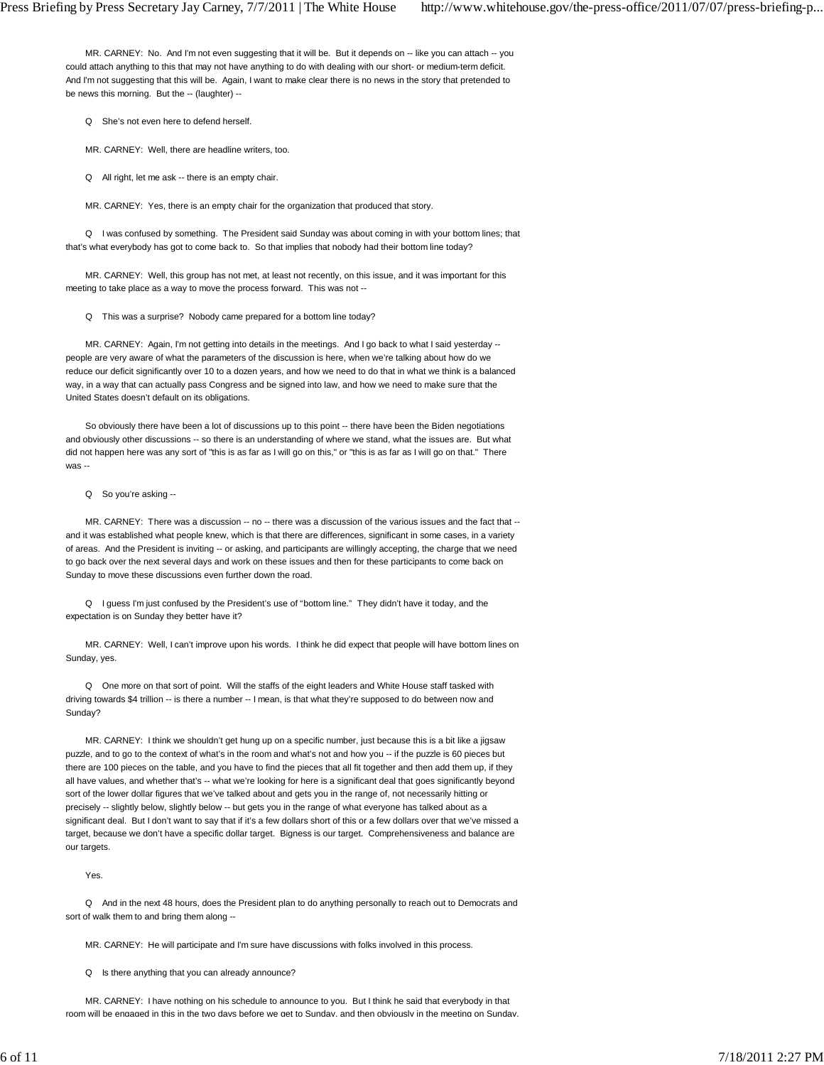MR. CARNEY: No. And I'm not even suggesting that it will be. But it depends on -- like you can attach -- you could attach anything to this that may not have anything to do with dealing with our short- or medium-term deficit. And I'm not suggesting that this will be. Again, I want to make clear there is no news in the story that pretended to be news this morning. But the -- (laughter) --

Q She's not even here to defend herself.

MR. CARNEY: Well, there are headline writers, too.

Q All right, let me ask -- there is an empty chair.

MR. CARNEY: Yes, there is an empty chair for the organization that produced that story.

Q I was confused by something. The President said Sunday was about coming in with your bottom lines; that that's what everybody has got to come back to. So that implies that nobody had their bottom line today?

MR. CARNEY: Well, this group has not met, at least not recently, on this issue, and it was important for this meeting to take place as a way to move the process forward. This was not --

Q This was a surprise? Nobody came prepared for a bottom line today?

MR. CARNEY: Again, I'm not getting into details in the meetings. And I go back to what I said yesterday -- people are very aware of what the parameters of the discussion is here, when we're talking about how do we reduce our deficit significantly over 10 to a dozen years, and how we need to do that in what we think is a balanced way, in a way that can actually pass Congress and be signed into law, and how we need to make sure that the United States doesn't default on its obligations.

So obviously there have been a lot of discussions up to this point -- there have been the Biden negotiations and obviously other discussions -- so there is an understanding of where we stand, what the issues are. But what did not happen here was any sort of "this is as far as I will go on this," or "this is as far as I will go on that." There was --

Q So you're asking --

MR. CARNEY: There was a discussion -- no -- there was a discussion of the various issues and the fact that -- and it was established what people knew, which is that there are differences, significant in some cases, in a variety of areas. And the President is inviting -- or asking, and participants are willingly accepting, the charge that we need to go back over the next several days and work on these issues and then for these participants to come back on Sunday to move these discussions even further down the road.

Q I guess I'm just confused by the President's use of "bottom line." They didn't have it today, and the expectation is on Sunday they better have it?

MR. CARNEY: Well, I can't improve upon his words. I think he did expect that people will have bottom lines on Sunday, yes.

Q One more on that sort of point. Will the staffs of the eight leaders and White House staff tasked with driving towards $4 trillion -- is there a number -- I mean, is that what they're supposed to do between now and Sunday?

MR. CARNEY: I think we shouldn't get hung up on a specific number, just because this is a bit like a jigsaw puzzle, and to go to the context of what's in the room and what's not and how you -- if the puzzle is 60 pieces but there are 100 pieces on the table, and you have to find the pieces that all fit together and then add them up, if they all have values, and whether that's -- what we're looking for here is a significant deal that goes significantly beyond sort of the lower dollar figures that we've talked about and gets you in the range of, not necessarily hitting or precisely -- slightly below, slightly below -- but gets you in the range of what everyone has talked about as a significant deal. But I don't want to say that if it's a few dollars short of this or a few dollars over that we've missed a target, because we don't have a specific dollar target. Bigness is our target. Comprehensiveness and balance are our targets.

Yes.

Q And in the next 48 hours, does the President plan to do anything personally to reach out to Democrats and sort of walk them to and bring them along --

MR. CARNEY: He will participate and I'm sure have discussions with folks involved in this process.

Q Is there anything that you can already announce?

MR. CARNEY: I have nothing on his schedule to announce to you. But I think he said that everybody in that room will be engaged in this in the two days before we get to Sunday, and then obviously in the meeting on Sunday.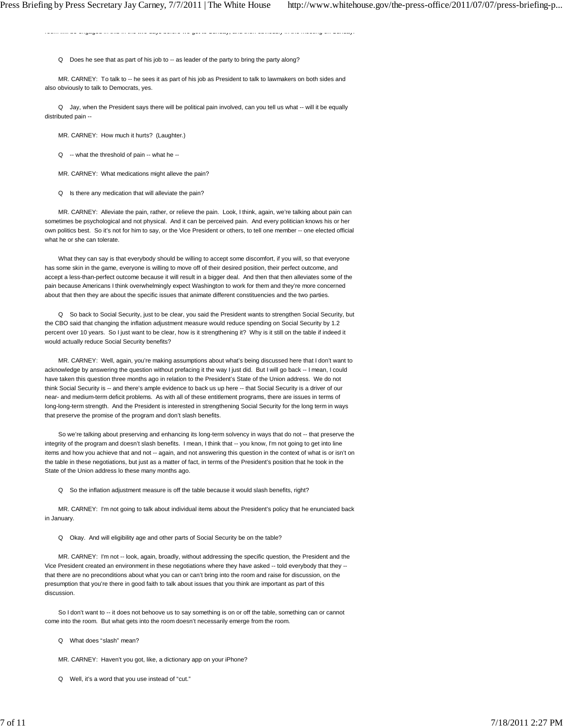room will be engaged in this in the two days before we get to Sunday, and then obviously in the meeting on Sunday.

Q Does he see that as part of his job to -- as leader of the party to bring the party along?

MR. CARNEY: To talk to -- he sees it as part of his job as President to talk to lawmakers on both sides and also obviously to talk to Democrats, yes.

Q Jay, when the President says there will be political pain involved, can you tell us what -- will it be equally distributed pain --

MR. CARNEY: How much it hurts? (Laughter.)

Q -- what the threshold of pain -- what he --

MR. CARNEY: What medications might alleve the pain?

Q Is there any medication that will alleviate the pain?

MR. CARNEY: Alleviate the pain, rather, or relieve the pain. Look, I think, again, we're talking about pain can sometimes be psychological and not physical. And it can be perceived pain. And every politician knows his or her own politics best. So it's not for him to say, or the Vice President or others, to tell one member -- one elected official what he or she can tolerate.

What they can say is that everybody should be willing to accept some discomfort, if you will, so that everyone has some skin in the game, everyone is willing to move off of their desired position, their perfect outcome, and accept a less-than-perfect outcome because it will result in a bigger deal. And then that then alleviates some of the pain because Americans I think overwhelmingly expect Washington to work for them and they're more concerned about that then they are about the specific issues that animate different constituencies and the two parties.

Q So back to Social Security, just to be clear, you said the President wants to strengthen Social Security, but the CBO said that changing the inflation adjustment measure would reduce spending on Social Security by 1.2 percent over 10 years. So I just want to be clear, how is it strengthening it? Why is it still on the table if indeed it would actually reduce Social Security benefits?

MR. CARNEY: Well, again, you're making assumptions about what's being discussed here that I don't want to acknowledge by answering the question without prefacing it the way I just did. But I will go back -- I mean, I could have taken this question three months ago in relation to the President's State of the Union address. We do not think Social Security is -- and there's ample evidence to back us up here -- that Social Security is a driver of our near- and medium-term deficit problems. As with all of these entitlement programs, there are issues in terms of long-long-term strength. And the President is interested in strengthening Social Security for the long term in ways that preserve the promise of the program and don't slash benefits.

So we're talking about preserving and enhancing its long-term solvency in ways that do not -- that preserve the integrity of the program and doesn't slash benefits. I mean, I think that -- you know, I'm not going to get into line items and how you achieve that and not -- again, and not answering this question in the context of what is or isn't on the table in these negotiations, but just as a matter of fact, in terms of the President's position that he took in the State of the Union address lo these many months ago.

Q So the inflation adjustment measure is off the table because it would slash benefits, right?

MR. CARNEY: I'm not going to talk about individual items about the President's policy that he enunciated back in January.

Q Okay. And will eligibility age and other parts of Social Security be on the table?

MR. CARNEY: I'm not -- look, again, broadly, without addressing the specific question, the President and the Vice President created an environment in these negotiations where they have asked -- told everybody that they -- that there are no preconditions about what you can or can't bring into the room and raise for discussion, on the presumption that you're there in good faith to talk about issues that you think are important as part of this discussion.

So I don't want to -- it does not behoove us to say something is on or off the table, something can or cannot come into the room. But what gets into the room doesn't necessarily emerge from the room.

Q What does "slash" mean?

MR. CARNEY: Haven't you got, like, a dictionary app on your iPhone?

Q Well, it's a word that you use instead of "cut."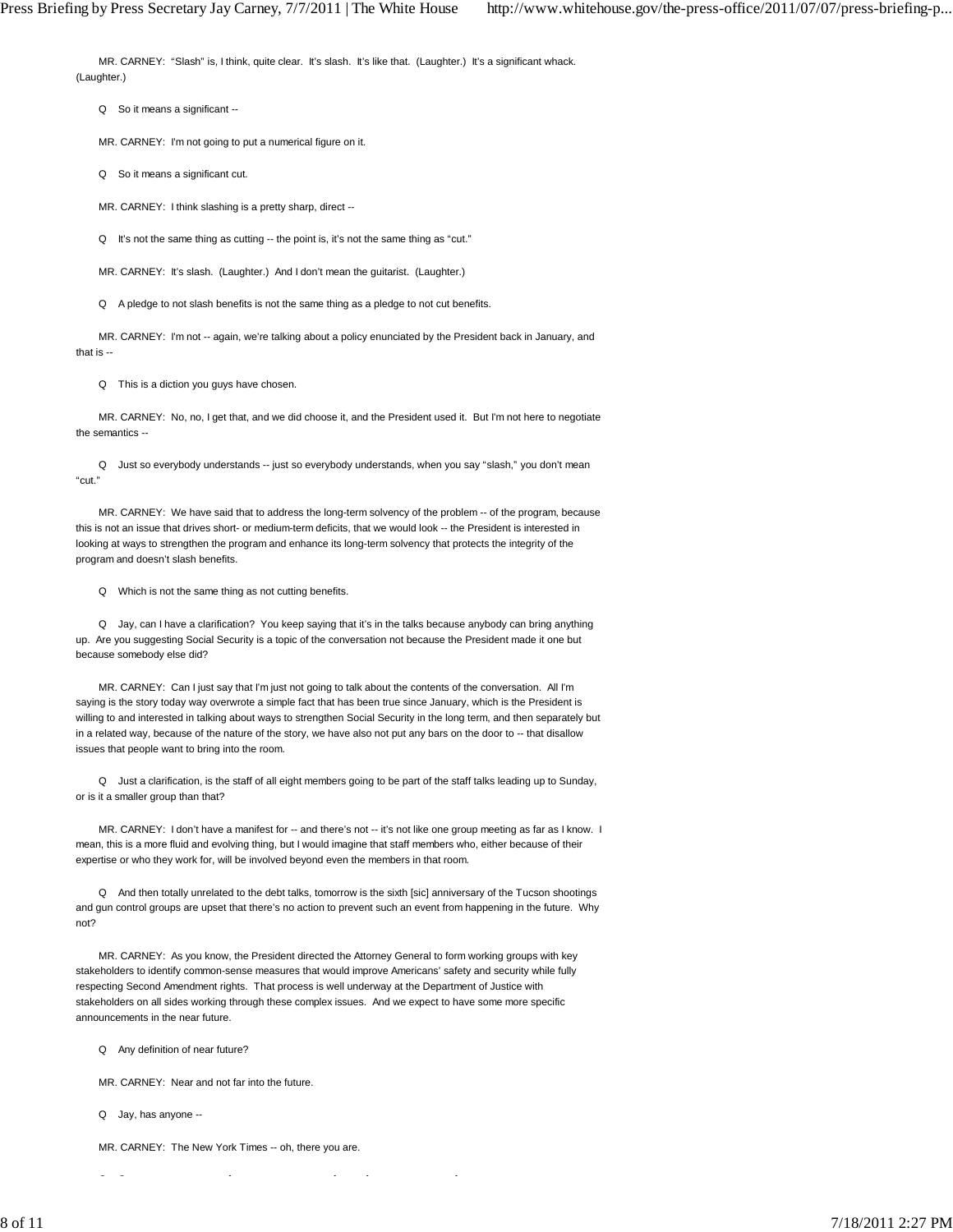MR. CARNEY: "Slash" is, I think, quite clear. It's slash. It's like that. (Laughter.) It's a significant whack. (Laughter.)

Q So it means a significant --

MR. CARNEY: I'm not going to put a numerical figure on it.

Q So it means a significant cut.

MR. CARNEY: I think slashing is a pretty sharp, direct --

Q It's not the same thing as cutting -- the point is, it's not the same thing as "cut."

MR. CARNEY: It's slash. (Laughter.) And I don't mean the guitarist. (Laughter.)

Q A pledge to not slash benefits is not the same thing as a pledge to not cut benefits.

MR. CARNEY: I'm not -- again, we're talking about a policy enunciated by the President back in January, and that is --

Q This is a diction you guys have chosen.

MR. CARNEY: No, no, I get that, and we did choose it, and the President used it. But I'm not here to negotiate the semantics --

Q Just so everybody understands -- just so everybody understands, when you say "slash," you don't mean "cut."

MR. CARNEY: We have said that to address the long-term solvency of the problem -- of the program, because this is not an issue that drives short- or medium-term deficits, that we would look -- the President is interested in looking at ways to strengthen the program and enhance its long-term solvency that protects the integrity of the program and doesn't slash benefits.

Q Which is not the same thing as not cutting benefits.

Q Jay, can I have a clarification? You keep saying that it's in the talks because anybody can bring anything up. Are you suggesting Social Security is a topic of the conversation not because the President made it one but because somebody else did?

MR. CARNEY: Can I just say that I'm just not going to talk about the contents of the conversation. All I'm saying is the story today way overwrote a simple fact that has been true since January, which is the President is willing to and interested in talking about ways to strengthen Social Security in the long term, and then separately but in a related way, because of the nature of the story, we have also not put any bars on the door to -- that disallow issues that people want to bring into the room.

Q Just a clarification, is the staff of all eight members going to be part of the staff talks leading up to Sunday, or is it a smaller group than that?

MR. CARNEY: I don't have a manifest for -- and there's not -- it's not like one group meeting as far as I know. I mean, this is a more fluid and evolving thing, but I would imagine that staff members who, either because of their expertise or who they work for, will be involved beyond even the members in that room.

Q And then totally unrelated to the debt talks, tomorrow is the sixth [sic] anniversary of the Tucson shootings and gun control groups are upset that there's no action to prevent such an event from happening in the future. Why not?

MR. CARNEY: As you know, the President directed the Attorney General to form working groups with key stakeholders to identify common-sense measures that would improve Americans' safety and security while fully respecting Second Amendment rights. That process is well underway at the Department of Justice with stakeholders on all sides working through these complex issues. And we expect to have some more specific announcements in the near future.

Q Any definition of near future?

MR. CARNEY: Near and not far into the future.

Q Jay, has anyone --

MR. CARNEY: The New York Times -- oh, there you are.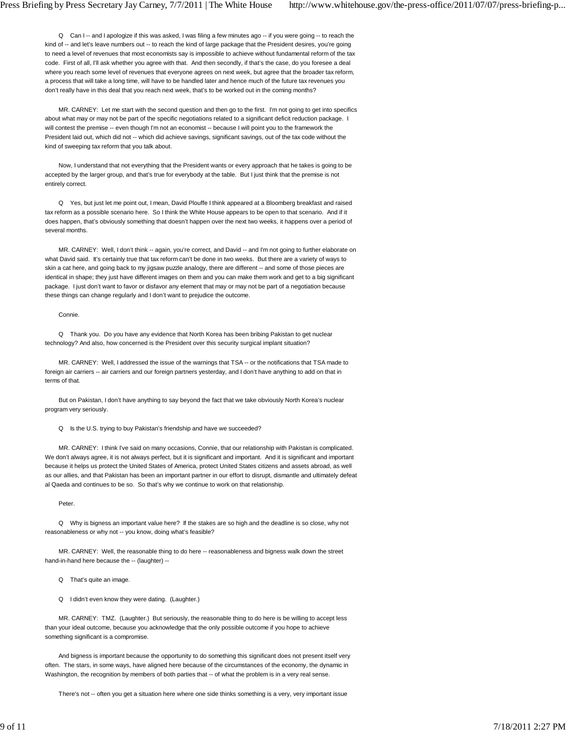Q Can I -- and I apologize if this was asked, I was filing a few minutes ago -- if you were going -- to reach the kind of -- and let's leave numbers out -- to reach the kind of large package that the President desires, you're going to need a level of revenues that most economists say is impossible to achieve without fundamental reform of the tax code. First of all, I'll ask whether you agree with that. And then secondly, if that's the case, do you foresee a deal where you reach some level of revenues that everyone agrees on next week, but agree that the broader tax reform, a process that will take a long time, will have to be handled later and hence much of the future tax revenues you don't really have in this deal that you reach next week, that's to be worked out in the coming months?

MR. CARNEY: Let me start with the second question and then go to the first. I'm not going to get into specifics about what may or may not be part of the specific negotiations related to a significant deficit reduction package. I will contest the premise -- even though I'm not an economist -- because I will point you to the framework the President laid out, which did not -- which did achieve savings, significant savings, out of the tax code without the kind of sweeping tax reform that you talk about.

Now, I understand that not everything that the President wants or every approach that he takes is going to be accepted by the larger group, and that's true for everybody at the table. But I just think that the premise is not entirely correct.

Q Yes, but just let me point out, I mean, David Plouffe I think appeared at a Bloomberg breakfast and raised tax reform as a possible scenario here. So I think the White House appears to be open to that scenario. And if it does happen, that's obviously something that doesn't happen over the next two weeks, it happens over a period of several months.

MR. CARNEY: Well, I don't think -- again, you're correct, and David -- and I'm not going to further elaborate on what David said. It's certainly true that tax reform can't be done in two weeks. But there are a variety of ways to skin a cat here, and going back to my jigsaw puzzle analogy, there are different -- and some of those pieces are identical in shape; they just have different images on them and you can make them work and get to a big significant package. I just don't want to favor or disfavor any element that may or may not be part of a negotiation because these things can change regularly and I don't want to prejudice the outcome.

Connie.

Q Thank you. Do you have any evidence that North Korea has been bribing Pakistan to get nuclear technology? And also, how concerned is the President over this security surgical implant situation?

MR. CARNEY: Well, I addressed the issue of the warnings that TSA -- or the notifications that TSA made to foreign air carriers -- air carriers and our foreign partners yesterday, and I don't have anything to add on that in terms of that.

But on Pakistan, I don't have anything to say beyond the fact that we take obviously North Korea's nuclear program very seriously.

Q Is the U.S. trying to buy Pakistan's friendship and have we succeeded?

MR. CARNEY: I think I've said on many occasions, Connie, that our relationship with Pakistan is complicated. We don't always agree, it is not always perfect, but it is significant and important. And it is significant and important because it helps us protect the United States of America, protect United States citizens and assets abroad, as well as our allies, and that Pakistan has been an important partner in our effort to disrupt, dismantle and ultimately defeat al Qaeda and continues to be so. So that's why we continue to work on that relationship.

Peter.

Q Why is bigness an important value here? If the stakes are so high and the deadline is so close, why not reasonableness or why not -- you know, doing what's feasible?

MR. CARNEY: Well, the reasonable thing to do here -- reasonableness and bigness walk down the street hand-in-hand here because the -- (laughter) --

Q That's quite an image.

Q I didn't even know they were dating. (Laughter.)

MR. CARNEY: TMZ. (Laughter.) But seriously, the reasonable thing to do here is be willing to accept less than your ideal outcome, because you acknowledge that the only possible outcome if you hope to achieve something significant is a compromise.

And bigness is important because the opportunity to do something this significant does not present itself very often. The stars, in some ways, have aligned here because of the circumstances of the economy, the dynamic in Washington, the recognition by members of both parties that -- of what the problem is in a very real sense.

There's not -- often you get a situation here where one side thinks something is a very, very important issue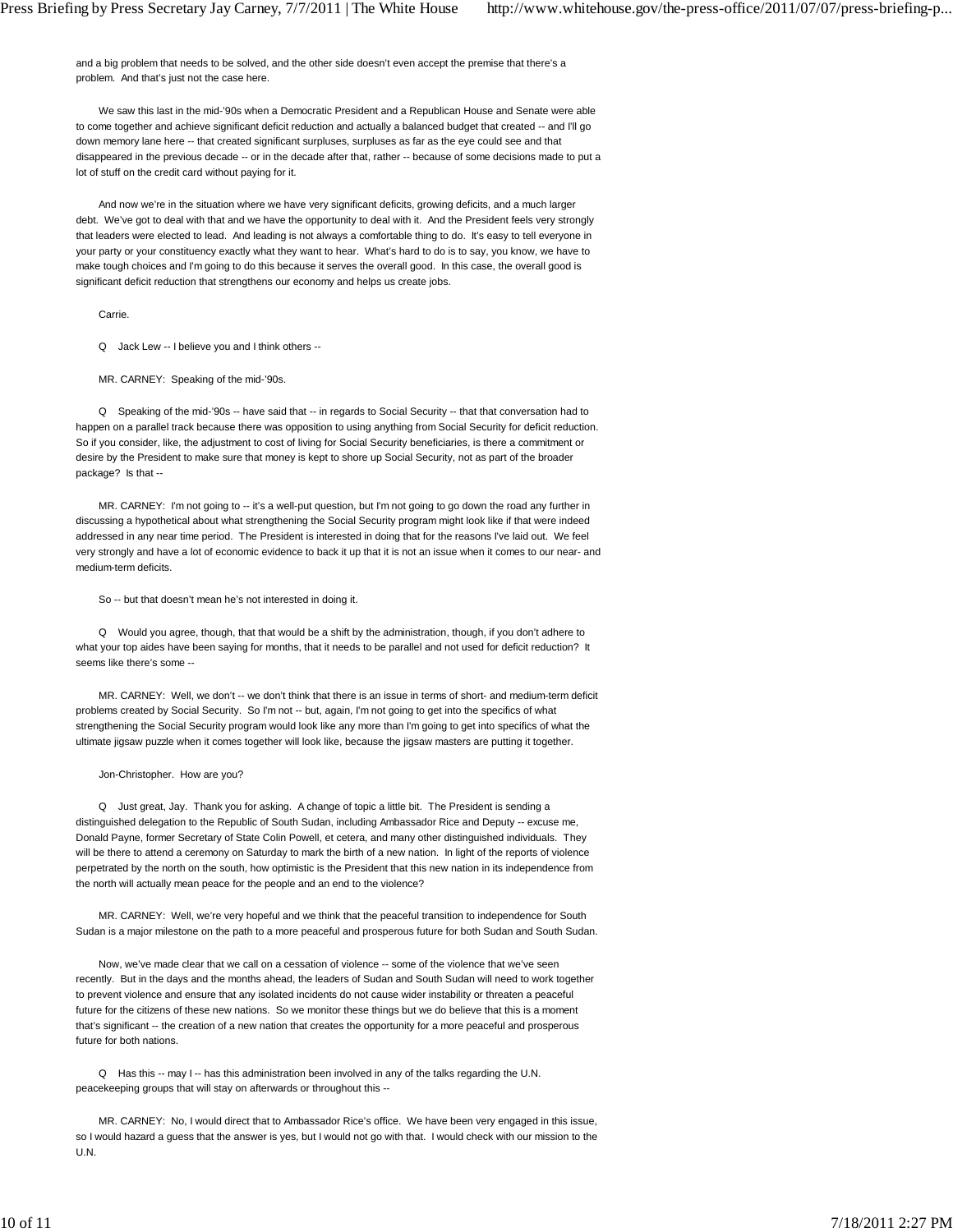and a big problem that needs to be solved, and the other side doesn't even accept the premise that there's a problem. And that's just not the case here.

We saw this last in the mid-'90s when a Democratic President and a Republican House and Senate were able to come together and achieve significant deficit reduction and actually a balanced budget that created -- and I'll go down memory lane here -- that created significant surpluses, surpluses as far as the eye could see and that disappeared in the previous decade -- or in the decade after that, rather -- because of some decisions made to put a lot of stuff on the credit card without paying for it.

And now we're in the situation where we have very significant deficits, growing deficits, and a much larger debt. We've got to deal with that and we have the opportunity to deal with it. And the President feels very strongly that leaders were elected to lead. And leading is not always a comfortable thing to do. It's easy to tell everyone in your party or your constituency exactly what they want to hear. What's hard to do is to say, you know, we have to make tough choices and I'm going to do this because it serves the overall good. In this case, the overall good is significant deficit reduction that strengthens our economy and helps us create jobs.

Carrie.

Q Jack Lew -- I believe you and I think others --

MR. CARNEY: Speaking of the mid-'90s.

Q Speaking of the mid-'90s -- have said that -- in regards to Social Security -- that that conversation had to happen on a parallel track because there was opposition to using anything from Social Security for deficit reduction. So if you consider, like, the adjustment to cost of living for Social Security beneficiaries, is there a commitment or desire by the President to make sure that money is kept to shore up Social Security, not as part of the broader package? Is that --

MR. CARNEY: I'm not going to -- it's a well-put question, but I'm not going to go down the road any further in discussing a hypothetical about what strengthening the Social Security program might look like if that were indeed addressed in any near time period. The President is interested in doing that for the reasons I've laid out. We feel very strongly and have a lot of economic evidence to back it up that it is not an issue when it comes to our near- and medium-term deficits.

So -- but that doesn't mean he's not interested in doing it.

Q Would you agree, though, that that would be a shift by the administration, though, if you don't adhere to what your top aides have been saying for months, that it needs to be parallel and not used for deficit reduction? It seems like there's some --

MR. CARNEY: Well, we don't -- we don't think that there is an issue in terms of short- and medium-term deficit problems created by Social Security. So I'm not -- but, again, I'm not going to get into the specifics of what strengthening the Social Security program would look like any more than I'm going to get into specifics of what the ultimate jigsaw puzzle when it comes together will look like, because the jigsaw masters are putting it together.

Jon-Christopher. How are you?

Q Just great, Jay. Thank you for asking. A change of topic a little bit. The President is sending a distinguished delegation to the Republic of South Sudan, including Ambassador Rice and Deputy -- excuse me, Donald Payne, former Secretary of State Colin Powell, et cetera, and many other distinguished individuals. They will be there to attend a ceremony on Saturday to mark the birth of a new nation. In light of the reports of violence perpetrated by the north on the south, how optimistic is the President that this new nation in its independence from the north will actually mean peace for the people and an end to the violence?

MR. CARNEY: Well, we're very hopeful and we think that the peaceful transition to independence for South Sudan is a major milestone on the path to a more peaceful and prosperous future for both Sudan and South Sudan.

Now, we've made clear that we call on a cessation of violence -- some of the violence that we've seen recently. But in the days and the months ahead, the leaders of Sudan and South Sudan will need to work together to prevent violence and ensure that any isolated incidents do not cause wider instability or threaten a peaceful future for the citizens of these new nations. So we monitor these things but we do believe that this is a moment that's significant -- the creation of a new nation that creates the opportunity for a more peaceful and prosperous future for both nations.

Q Has this -- may I -- has this administration been involved in any of the talks regarding the U.N. peacekeeping groups that will stay on afterwards or throughout this --

MR. CARNEY: No, I would direct that to Ambassador Rice's office. We have been very engaged in this issue, so I would hazard a guess that the answer is yes, but I would not go with that. I would check with our mission to the U.N.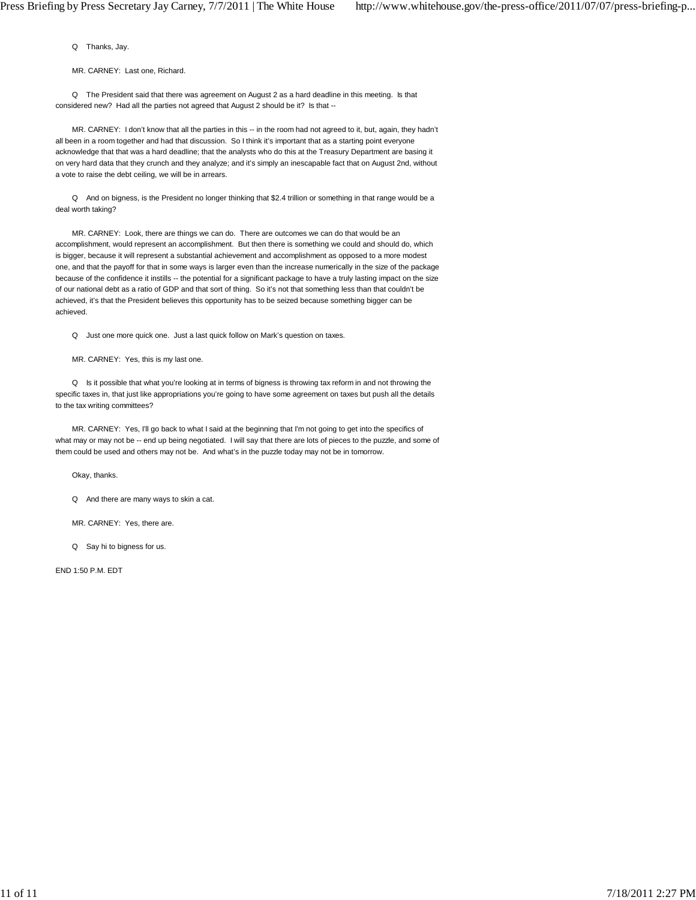Q Thanks, Jay.

MR. CARNEY: Last one, Richard.

Q The President said that there was agreement on August 2 as a hard deadline in this meeting. Is that considered new? Had all the parties not agreed that August 2 should be it? Is that --

MR. CARNEY: I don't know that all the parties in this -- in the room had not agreed to it, but, again, they hadn't all been in a room together and had that discussion. So I think it's important that as a starting point everyone acknowledge that that was a hard deadline; that the analysts who do this at the Treasury Department are basing it on very hard data that they crunch and they analyze; and it's simply an inescapable fact that on August 2nd, without a vote to raise the debt ceiling, we will be in arrears.

Q And on bigness, is the President no longer thinking that $2.4 trillion or something in that range would be a deal worth taking?

MR. CARNEY: Look, there are things we can do. There are outcomes we can do that would be an accomplishment, would represent an accomplishment. But then there is something we could and should do, which is bigger, because it will represent a substantial achievement and accomplishment as opposed to a more modest one, and that the payoff for that in some ways is larger even than the increase numerically in the size of the package because of the confidence it instills -- the potential for a significant package to have a truly lasting impact on the size of our national debt as a ratio of GDP and that sort of thing. So it's not that something less than that couldn't be achieved, it's that the President believes this opportunity has to be seized because something bigger can be achieved.

Q Just one more quick one. Just a last quick follow on Mark's question on taxes.

MR. CARNEY: Yes, this is my last one.

Q Is it possible that what you're looking at in terms of bigness is throwing tax reform in and not throwing the specific taxes in, that just like appropriations you're going to have some agreement on taxes but push all the details to the tax writing committees?

MR. CARNEY: Yes, I'll go back to what I said at the beginning that I'm not going to get into the specifics of what may or may not be -- end up being negotiated. I will say that there are lots of pieces to the puzzle, and some of them could be used and others may not be. And what's in the puzzle today may not be in tomorrow.

Okay, thanks.

Q And there are many ways to skin a cat.

MR. CARNEY: Yes, there are.

Q Say hi to bigness for us.

END 1:50 P.M. EDT